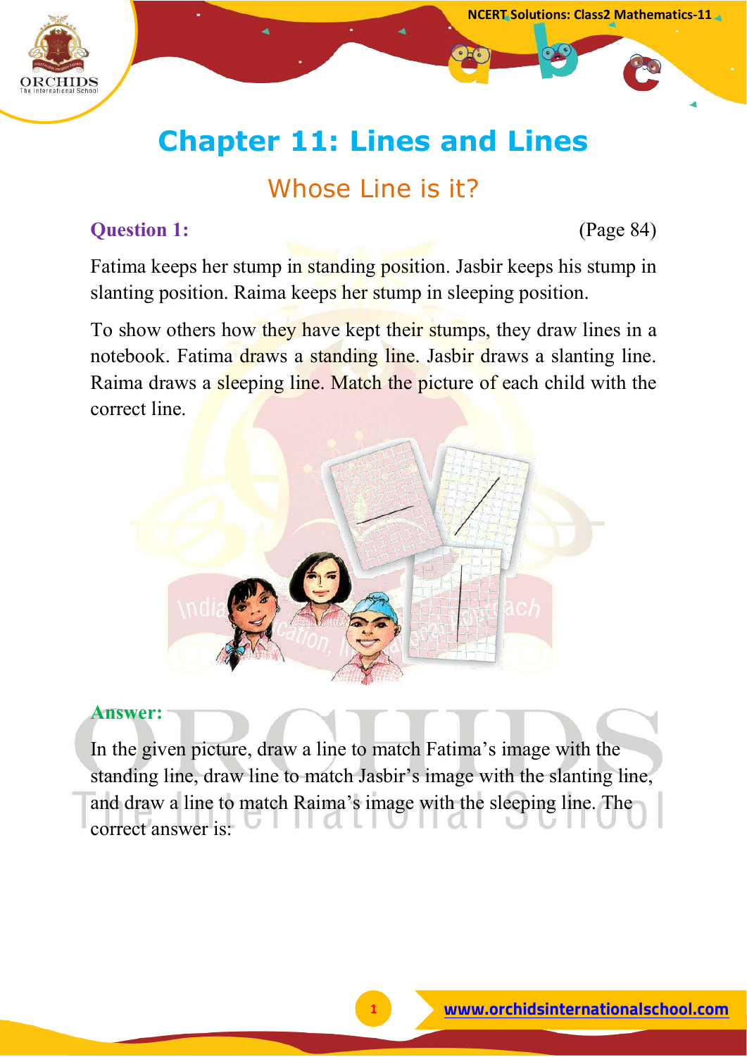# Chapter 11: Lines and Lines

## Whose Line is it?

**Question 1:** (Page 84)

Fatima keeps her stump in standing position. Jasbir keeps his stump in slanting position. Raima keeps her stump in sleeping position.

To show others how they have kept their stumps, they draw lines in a notebook. Fatima draws a standing line. Jasbir draws a slanting line. Raima draws a sleeping line. Match the picture of each child with the correct line.

**Answer:**

In the given picture, draw a line to match Fatima's image with the standing line, draw line to match Jasbir's image with the slanting line, and draw a line to match Raima's image with the sleeping line. The correct answer is: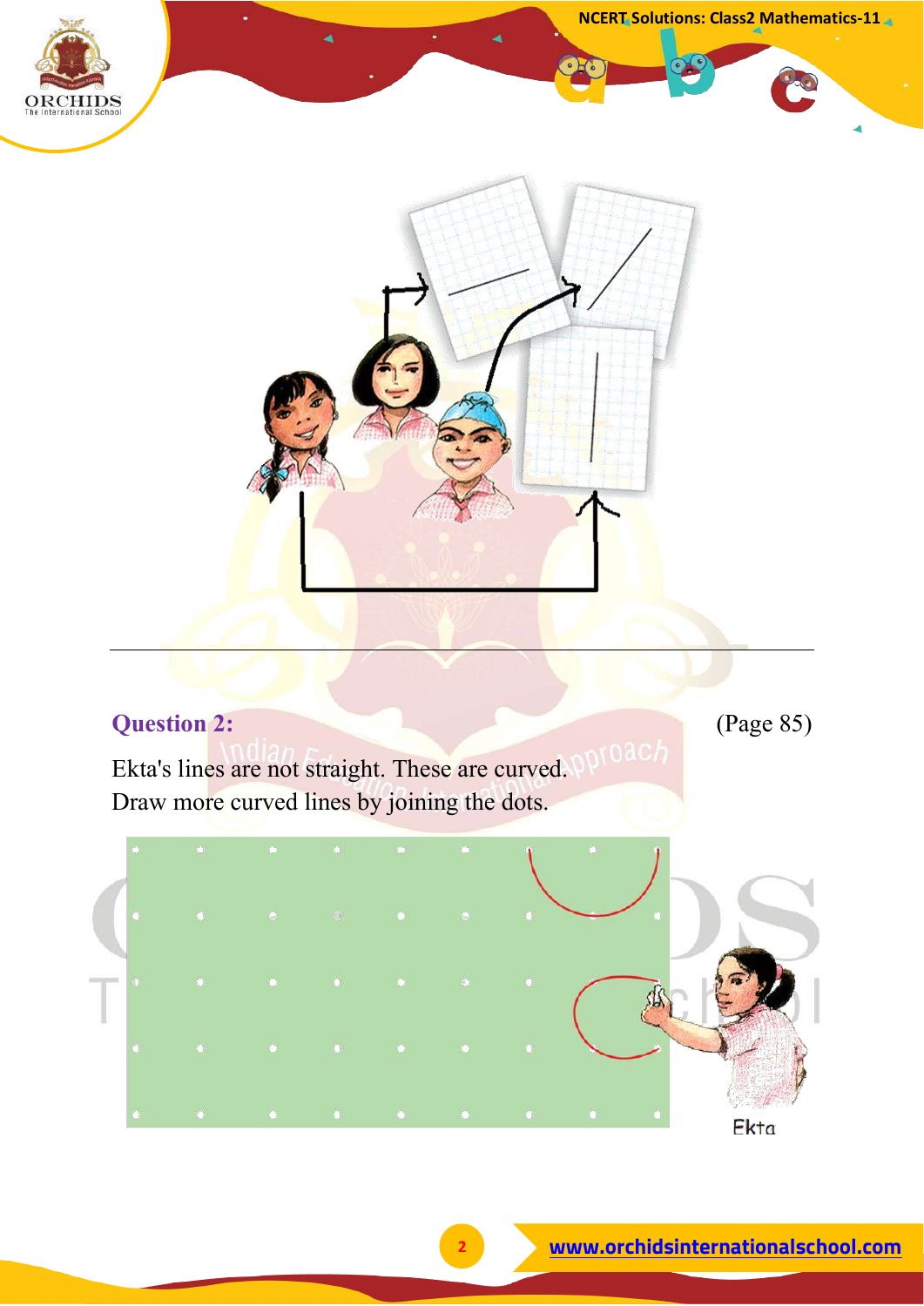## Question 2: (Page 85)

Ekta's lines are not straight. These are curved.
Draw more curved lines by joining the dots.

Ekta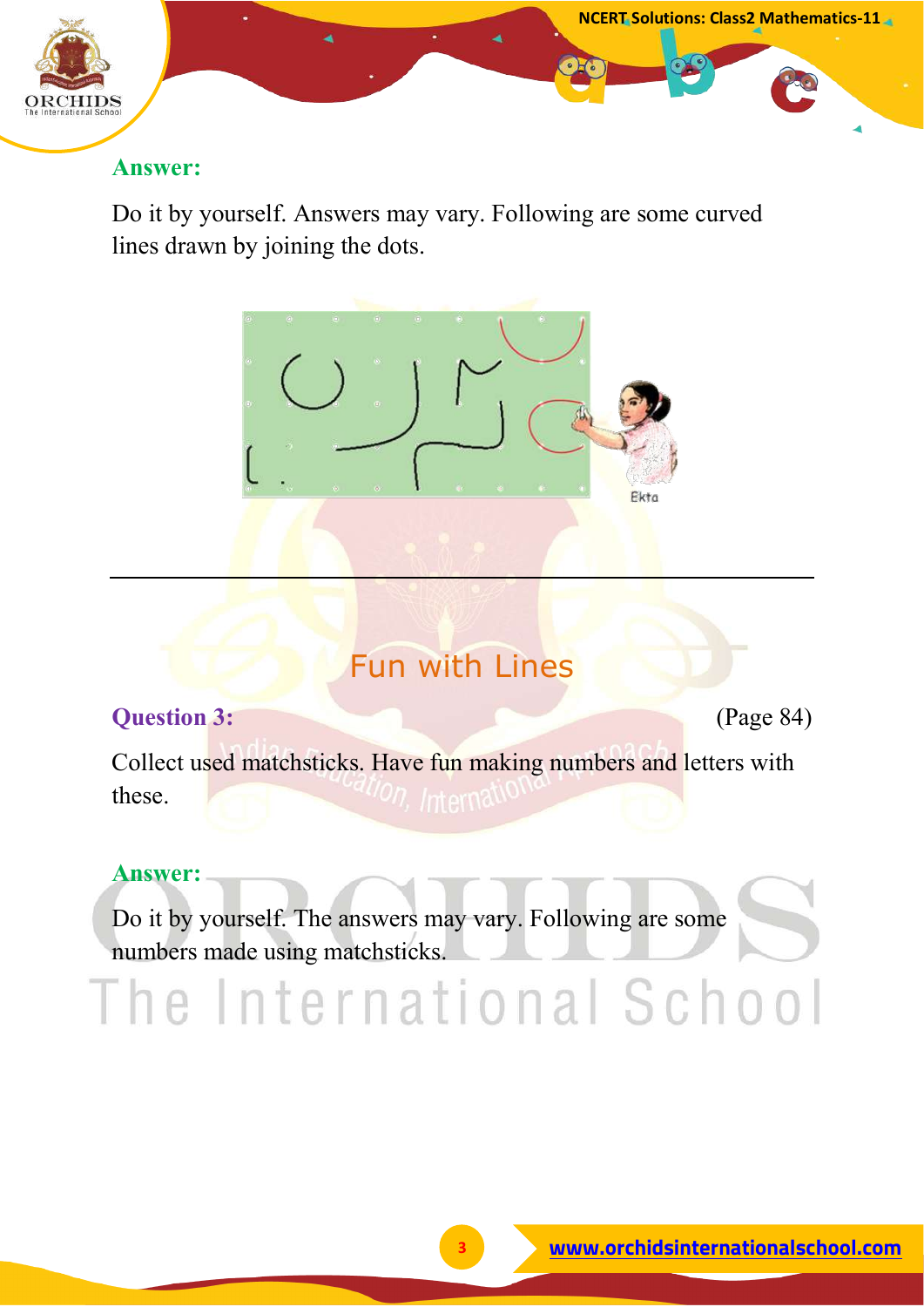**Answer:**

Do it by yourself. Answers may vary. Following are some curved lines drawn by joining the dots.

---

## Fun with Lines

**Question 3:** (Page 84)

Collect used matchsticks. Have fun making numbers and letters with these.

**Answer:**

Do it by yourself. The answers may vary. Following are some numbers made using matchsticks.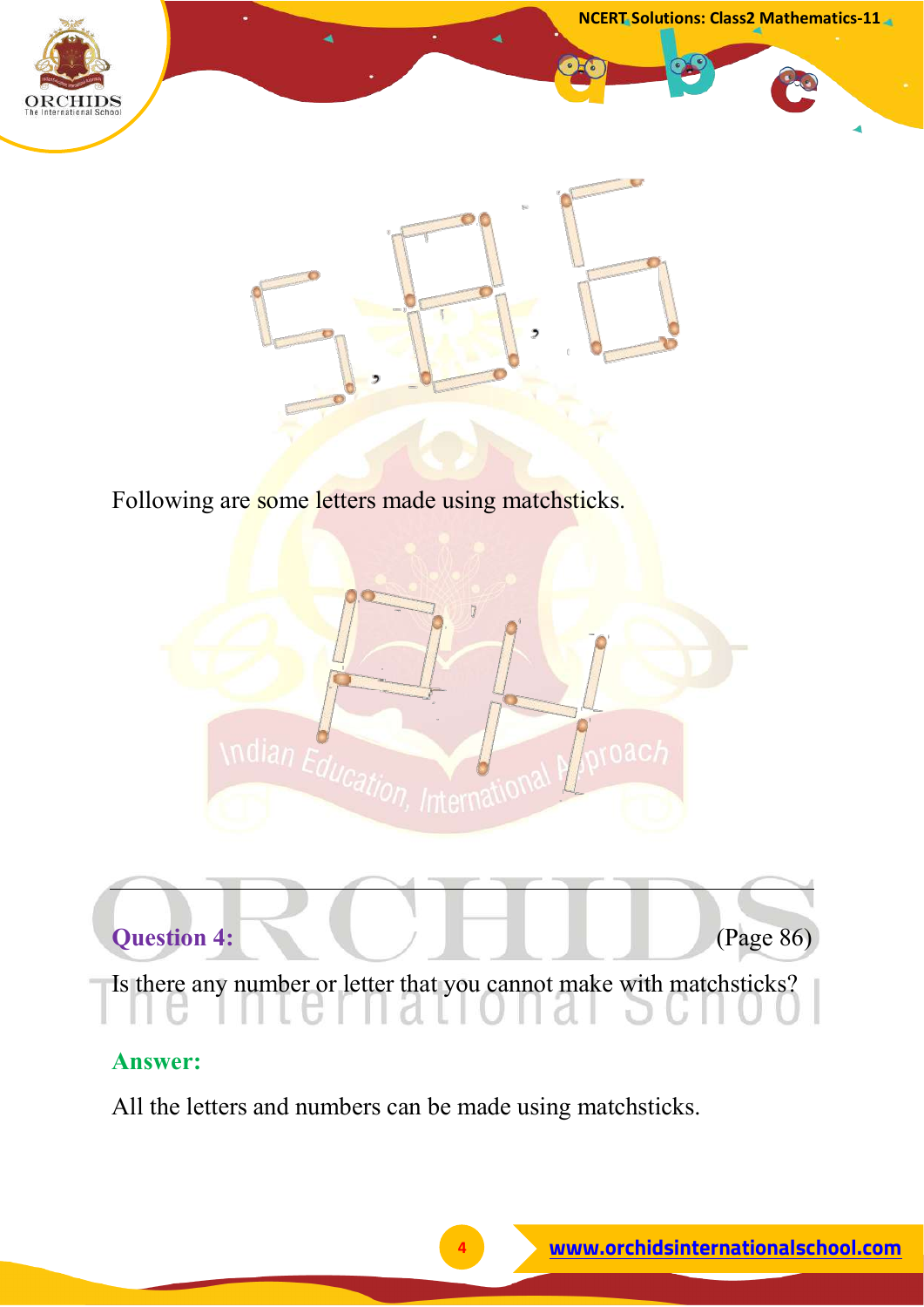Following are some letters made using matchsticks.

---

**Question 4:** (Page 86)

Is there any number or letter that you cannot make with matchsticks?

**Answer:**

All the letters and numbers can be made using matchsticks.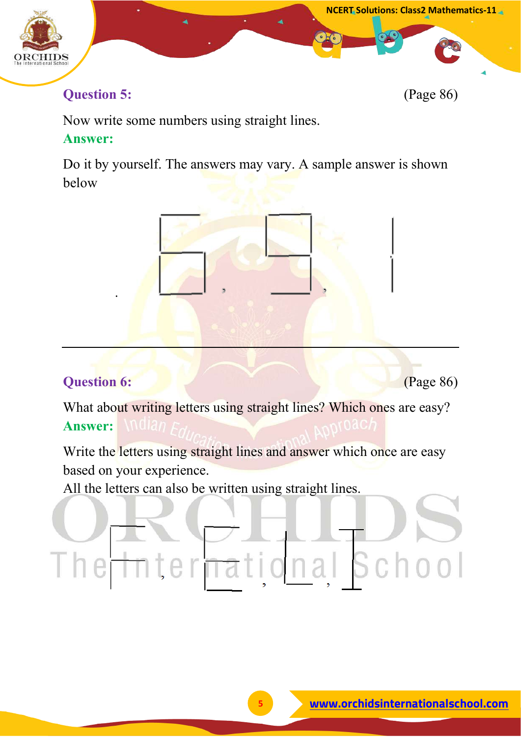**Question 5:** (Page 86)

Now write some numbers using straight lines.

**Answer:**

Do it by yourself. The answers may vary. A sample answer is shown below

---

**Question 6:** (Page 86)

What about writing letters using straight lines? Which ones are easy?

**Answer:**

Write the letters using straight lines and answer which once are easy based on your experience.

All the letters can also be written using straight lines.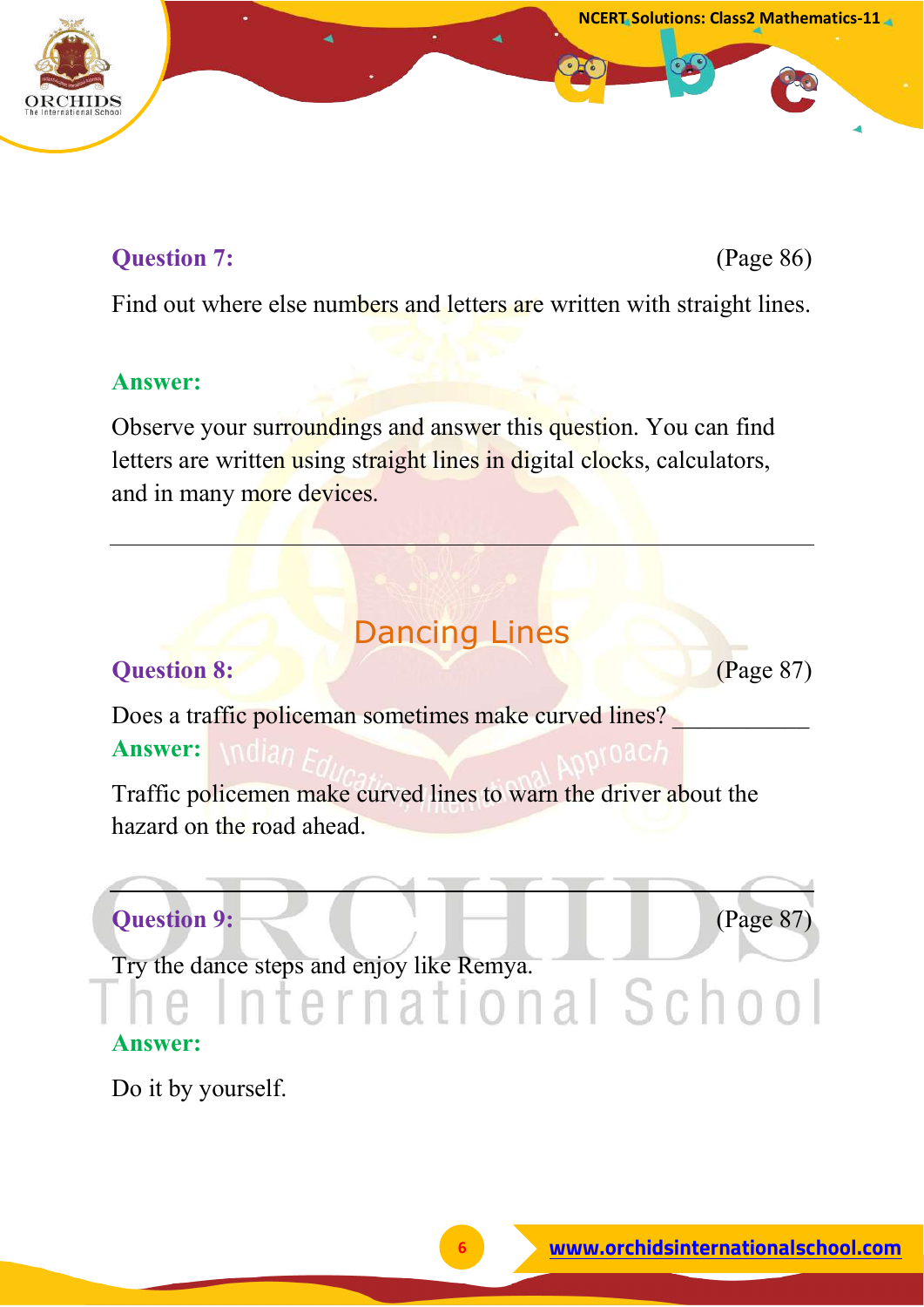**Question 7:** (Page 86)

Find out where else numbers and letters are written with straight lines.

**Answer:**

Observe your surroundings and answer this question. You can find letters are written using straight lines in digital clocks, calculators, and in many more devices.

---

## Dancing Lines

**Question 8:** (Page 87)

Does a traffic policeman sometimes make curved lines? ___________

**Answer:**

Traffic policemen make curved lines to warn the driver about the hazard on the road ahead.

---

**Question 9:** (Page 87)

Try the dance steps and enjoy like Remya.

**Answer:**

Do it by yourself.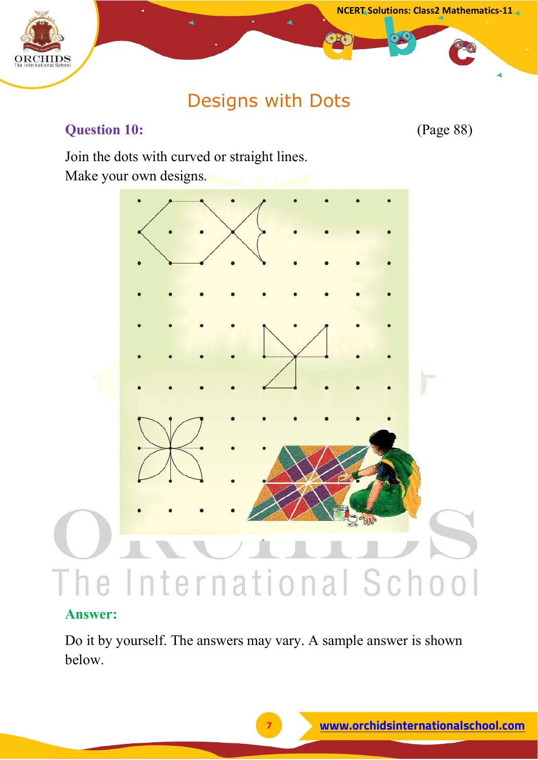# Designs with Dots

**Question 10:** (Page 88)

Join the dots with curved or straight lines.
Make your own designs.

**Answer:**

Do it by yourself. The answers may vary. A sample answer is shown below.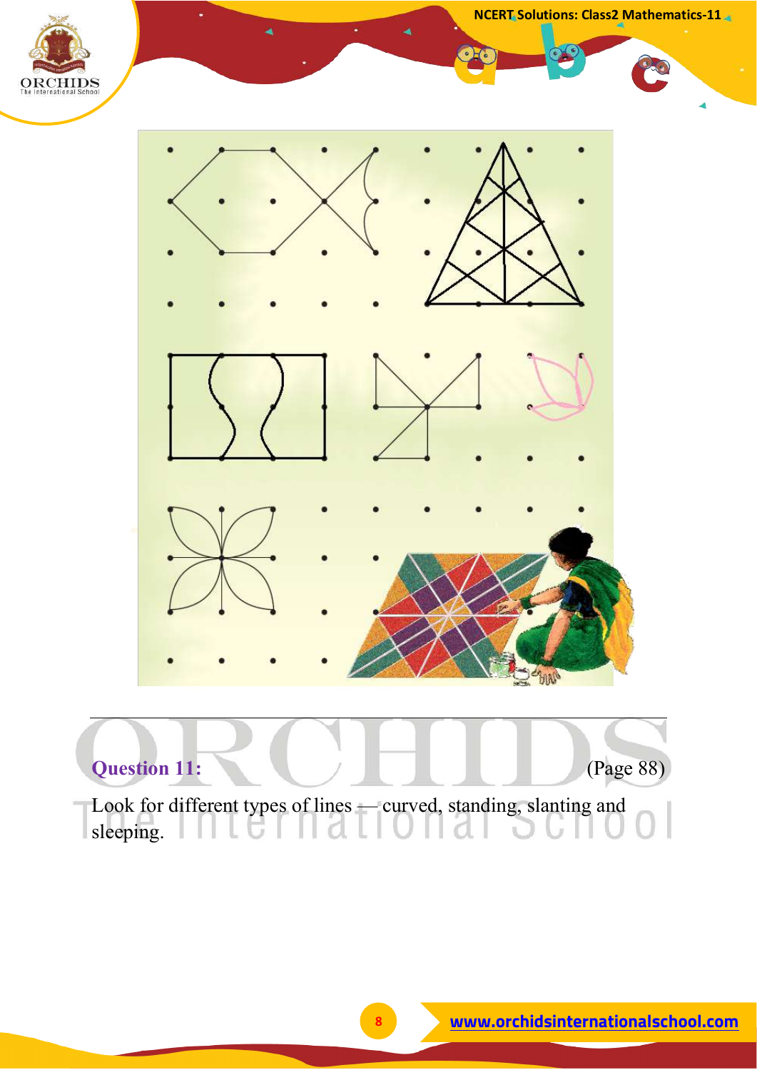**Question 11:** (Page 88)

Look for different types of lines — curved, standing, slanting and sleeping.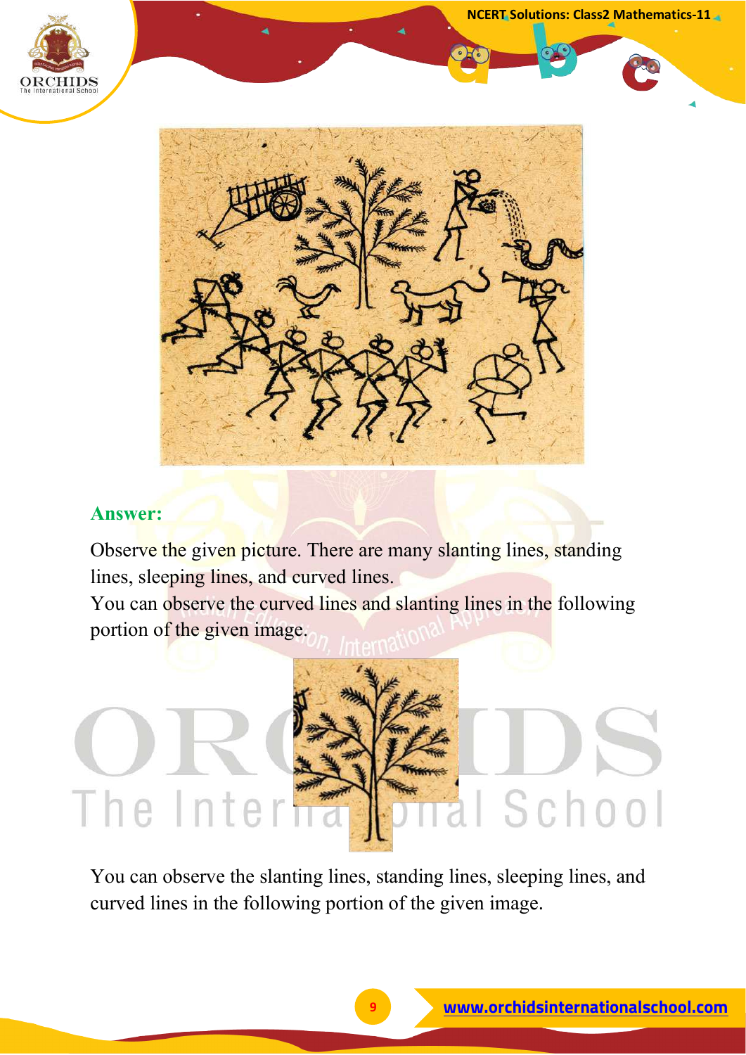**Answer:**

Observe the given picture. There are many slanting lines, standing lines, sleeping lines, and curved lines.
You can observe the curved lines and slanting lines in the following portion of the given image.

You can observe the slanting lines, standing lines, sleeping lines, and curved lines in the following portion of the given image.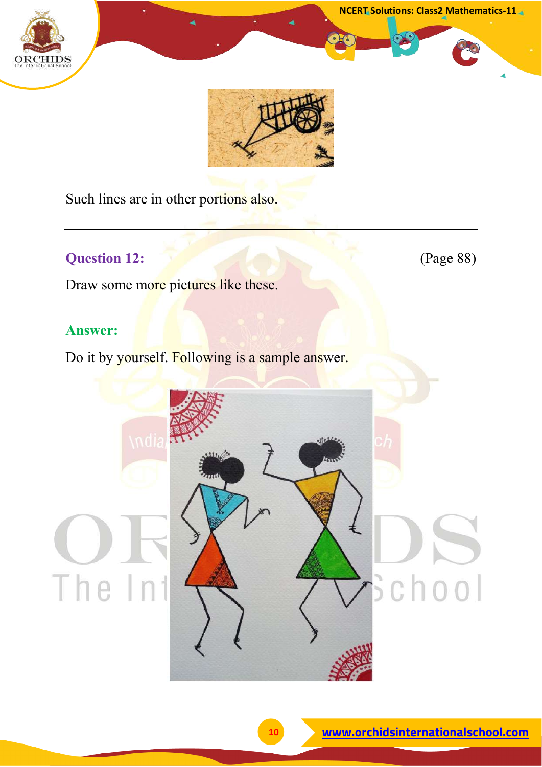Such lines are in other portions also.

---

**Question 12:** (Page 88)

Draw some more pictures like these.

**Answer:**

Do it by yourself. Following is a sample answer.